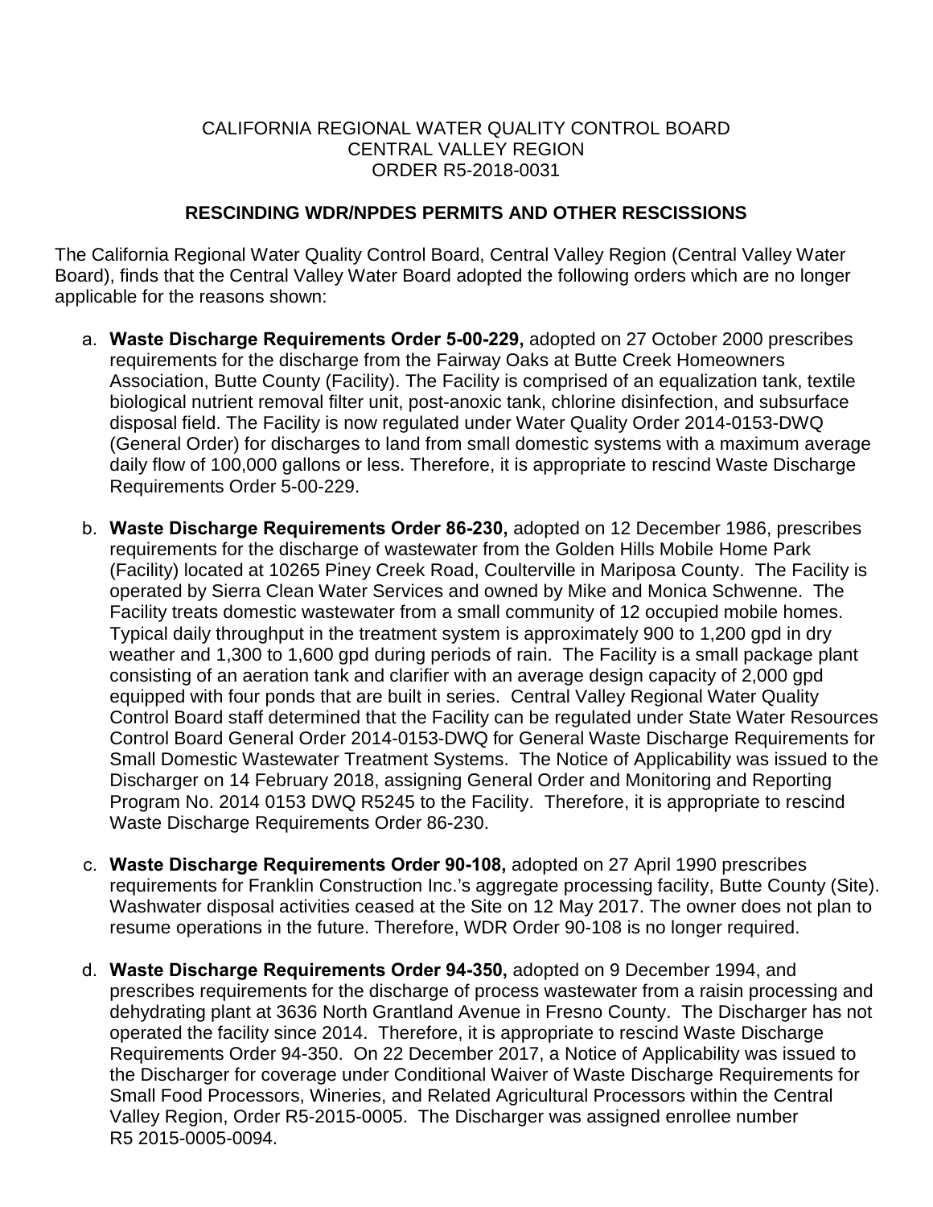CALIFORNIA REGIONAL WATER QUALITY CONTROL BOARD
CENTRAL VALLEY REGION
ORDER R5-2018-0031

**RESCINDING WDR/NPDES PERMITS AND OTHER RESCISSIONS**

The California Regional Water Quality Control Board, Central Valley Region (Central Valley Water Board), finds that the Central Valley Water Board adopted the following orders which are no longer applicable for the reasons shown:

a. **Waste Discharge Requirements Order 5-00-229,** adopted on 27 October 2000 prescribes requirements for the discharge from the Fairway Oaks at Butte Creek Homeowners Association, Butte County (Facility). The Facility is comprised of an equalization tank, textile biological nutrient removal filter unit, post-anoxic tank, chlorine disinfection, and subsurface disposal field. The Facility is now regulated under Water Quality Order 2014-0153-DWQ (General Order) for discharges to land from small domestic systems with a maximum average daily flow of 100,000 gallons or less. Therefore, it is appropriate to rescind Waste Discharge Requirements Order 5-00-229.

b. **Waste Discharge Requirements Order 86-230,** adopted on 12 December 1986, prescribes requirements for the discharge of wastewater from the Golden Hills Mobile Home Park (Facility) located at 10265 Piney Creek Road, Coulterville in Mariposa County. The Facility is operated by Sierra Clean Water Services and owned by Mike and Monica Schwenne. The Facility treats domestic wastewater from a small community of 12 occupied mobile homes. Typical daily throughput in the treatment system is approximately 900 to 1,200 gpd in dry weather and 1,300 to 1,600 gpd during periods of rain. The Facility is a small package plant consisting of an aeration tank and clarifier with an average design capacity of 2,000 gpd equipped with four ponds that are built in series. Central Valley Regional Water Quality Control Board staff determined that the Facility can be regulated under State Water Resources Control Board General Order 2014-0153-DWQ for General Waste Discharge Requirements for Small Domestic Wastewater Treatment Systems. The Notice of Applicability was issued to the Discharger on 14 February 2018, assigning General Order and Monitoring and Reporting Program No. 2014 0153 DWQ R5245 to the Facility. Therefore, it is appropriate to rescind Waste Discharge Requirements Order 86-230.

c. **Waste Discharge Requirements Order 90-108,** adopted on 27 April 1990 prescribes requirements for Franklin Construction Inc.'s aggregate processing facility, Butte County (Site). Washwater disposal activities ceased at the Site on 12 May 2017. The owner does not plan to resume operations in the future. Therefore, WDR Order 90-108 is no longer required.

d. **Waste Discharge Requirements Order 94-350,** adopted on 9 December 1994, and prescribes requirements for the discharge of process wastewater from a raisin processing and dehydrating plant at 3636 North Grantland Avenue in Fresno County. The Discharger has not operated the facility since 2014. Therefore, it is appropriate to rescind Waste Discharge Requirements Order 94-350. On 22 December 2017, a Notice of Applicability was issued to the Discharger for coverage under Conditional Waiver of Waste Discharge Requirements for Small Food Processors, Wineries, and Related Agricultural Processors within the Central Valley Region, Order R5-2015-0005. The Discharger was assigned enrollee number R5 2015-0005-0094.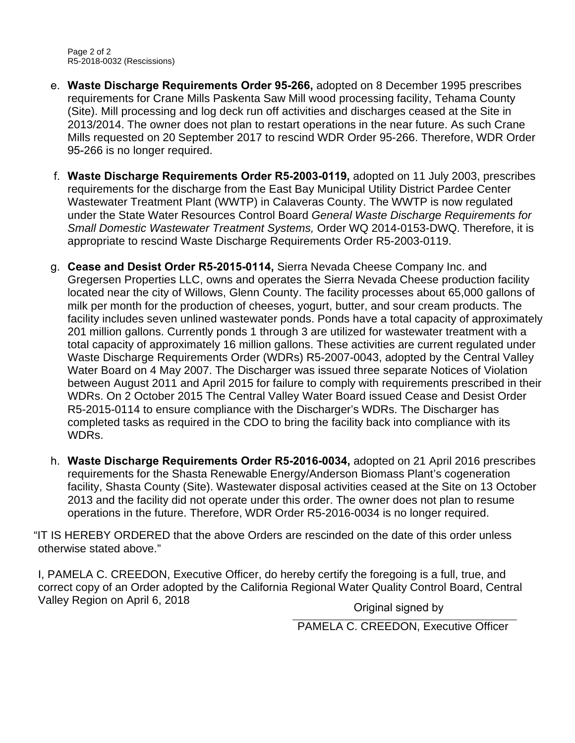e. **Waste Discharge Requirements Order 95-266,** adopted on 8 December 1995 prescribes requirements for Crane Mills Paskenta Saw Mill wood processing facility, Tehama County (Site). Mill processing and log deck run off activities and discharges ceased at the Site in 2013/2014. The owner does not plan to restart operations in the near future. As such Crane Mills requested on 20 September 2017 to rescind WDR Order 95-266. Therefore, WDR Order 95-266 is no longer required.

f. **Waste Discharge Requirements Order R5-2003-0119,** adopted on 11 July 2003, prescribes requirements for the discharge from the East Bay Municipal Utility District Pardee Center Wastewater Treatment Plant (WWTP) in Calaveras County. The WWTP is now regulated under the State Water Resources Control Board *General Waste Discharge Requirements for Small Domestic Wastewater Treatment Systems,* Order WQ 2014-0153-DWQ. Therefore, it is appropriate to rescind Waste Discharge Requirements Order R5-2003-0119.

g. **Cease and Desist Order R5-2015-0114,** Sierra Nevada Cheese Company Inc. and Gregersen Properties LLC, owns and operates the Sierra Nevada Cheese production facility located near the city of Willows, Glenn County. The facility processes about 65,000 gallons of milk per month for the production of cheeses, yogurt, butter, and sour cream products. The facility includes seven unlined wastewater ponds. Ponds have a total capacity of approximately 201 million gallons. Currently ponds 1 through 3 are utilized for wastewater treatment with a total capacity of approximately 16 million gallons. These activities are current regulated under Waste Discharge Requirements Order (WDRs) R5-2007-0043, adopted by the Central Valley Water Board on 4 May 2007. The Discharger was issued three separate Notices of Violation between August 2011 and April 2015 for failure to comply with requirements prescribed in their WDRs. On 2 October 2015 The Central Valley Water Board issued Cease and Desist Order R5-2015-0114 to ensure compliance with the Discharger's WDRs. The Discharger has completed tasks as required in the CDO to bring the facility back into compliance with its WDRs.

h. **Waste Discharge Requirements Order R5-2016-0034,** adopted on 21 April 2016 prescribes requirements for the Shasta Renewable Energy/Anderson Biomass Plant's cogeneration facility, Shasta County (Site). Wastewater disposal activities ceased at the Site on 13 October 2013 and the facility did not operate under this order. The owner does not plan to resume operations in the future. Therefore, WDR Order R5-2016-0034 is no longer required.

"IT IS HEREBY ORDERED that the above Orders are rescinded on the date of this order unless otherwise stated above."

I, PAMELA C. CREEDON, Executive Officer, do hereby certify the foregoing is a full, true, and correct copy of an Order adopted by the California Regional Water Quality Control Board, Central Valley Region on April 6, 2018

Original signed by

PAMELA C. CREEDON, Executive Officer